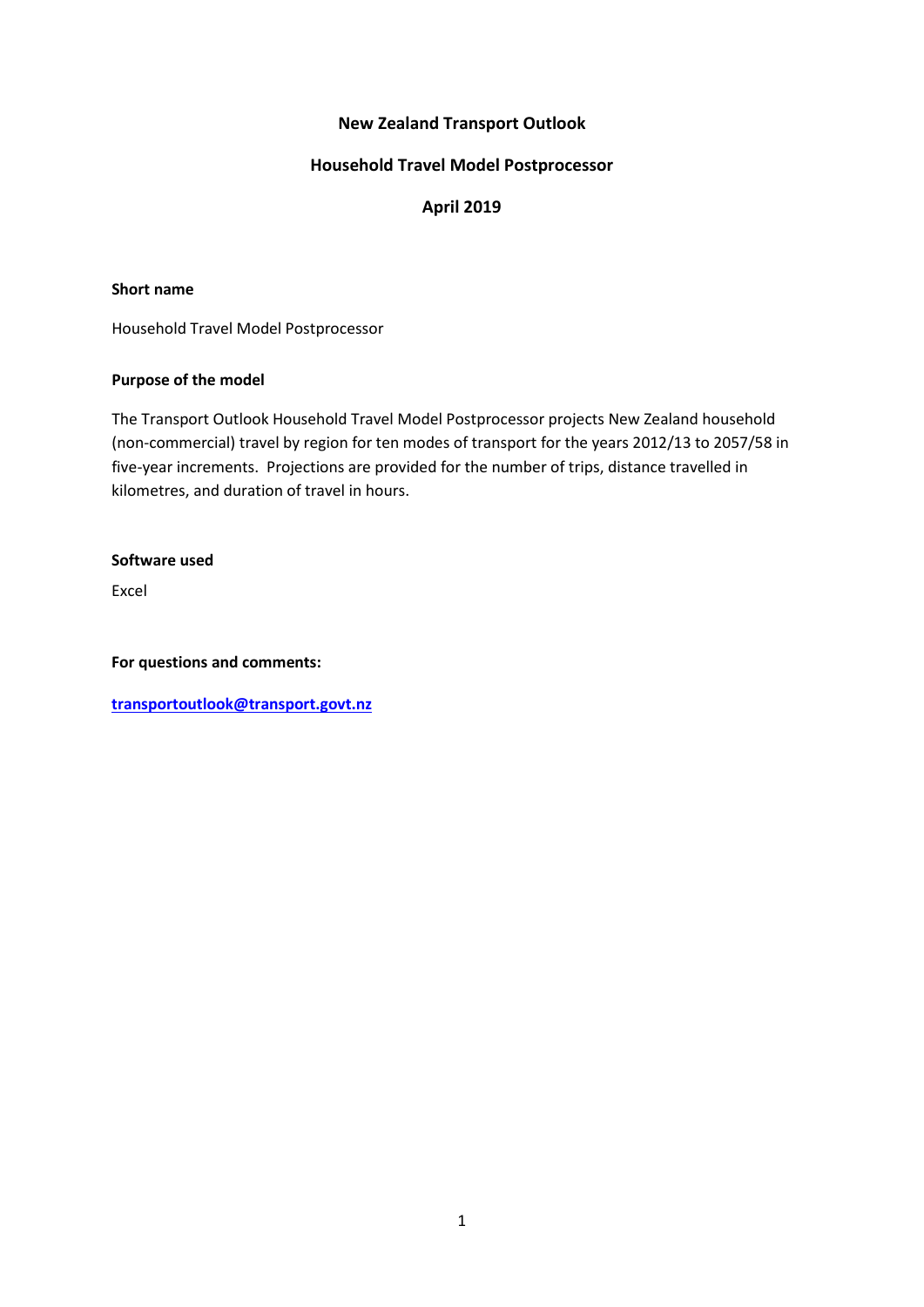# New Zealand Transport Outlook

## Household Travel Model Postprocessor

## April 2019

### Short name

Household Travel Model Postprocessor

### Purpose of the model

The Transport Outlook Household Travel Model Postprocessor projects New Zealand household (non-commercial) travel by region for ten modes of transport for the years 2012/13 to 2057/58 in five-year increments. Projections are provided for the number of trips, distance travelled in kilometres, and duration of travel in hours.

### Software used

Excel

### For questions and comments:

**transportoutlook@transport.govt.nz**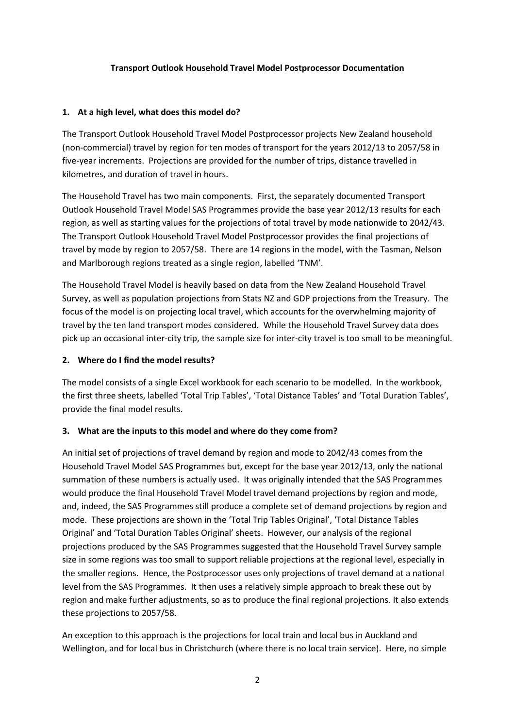**Transport Outlook Household Travel Model Postprocessor Documentation**

## 1. At a high level, what does this model do?

The Transport Outlook Household Travel Model Postprocessor projects New Zealand household (non-commercial) travel by region for ten modes of transport for the years 2012/13 to 2057/58 in five-year increments. Projections are provided for the number of trips, distance travelled in kilometres, and duration of travel in hours.

The Household Travel has two main components. First, the separately documented Transport Outlook Household Travel Model SAS Programmes provide the base year 2012/13 results for each region, as well as starting values for the projections of total travel by mode nationwide to 2042/43. The Transport Outlook Household Travel Model Postprocessor provides the final projections of travel by mode by region to 2057/58. There are 14 regions in the model, with the Tasman, Nelson and Marlborough regions treated as a single region, labelled 'TNM'.

The Household Travel Model is heavily based on data from the New Zealand Household Travel Survey, as well as population projections from Stats NZ and GDP projections from the Treasury. The focus of the model is on projecting local travel, which accounts for the overwhelming majority of travel by the ten land transport modes considered. While the Household Travel Survey data does pick up an occasional inter-city trip, the sample size for inter-city travel is too small to be meaningful.

## 2. Where do I find the model results?

The model consists of a single Excel workbook for each scenario to be modelled. In the workbook, the first three sheets, labelled 'Total Trip Tables', 'Total Distance Tables' and 'Total Duration Tables', provide the final model results.

## 3. What are the inputs to this model and where do they come from?

An initial set of projections of travel demand by region and mode to 2042/43 comes from the Household Travel Model SAS Programmes but, except for the base year 2012/13, only the national summation of these numbers is actually used. It was originally intended that the SAS Programmes would produce the final Household Travel Model travel demand projections by region and mode, and, indeed, the SAS Programmes still produce a complete set of demand projections by region and mode. These projections are shown in the 'Total Trip Tables Original', 'Total Distance Tables Original' and 'Total Duration Tables Original' sheets. However, our analysis of the regional projections produced by the SAS Programmes suggested that the Household Travel Survey sample size in some regions was too small to support reliable projections at the regional level, especially in the smaller regions. Hence, the Postprocessor uses only projections of travel demand at a national level from the SAS Programmes. It then uses a relatively simple approach to break these out by region and make further adjustments, so as to produce the final regional projections. It also extends these projections to 2057/58.

An exception to this approach is the projections for local train and local bus in Auckland and Wellington, and for local bus in Christchurch (where there is no local train service). Here, no simple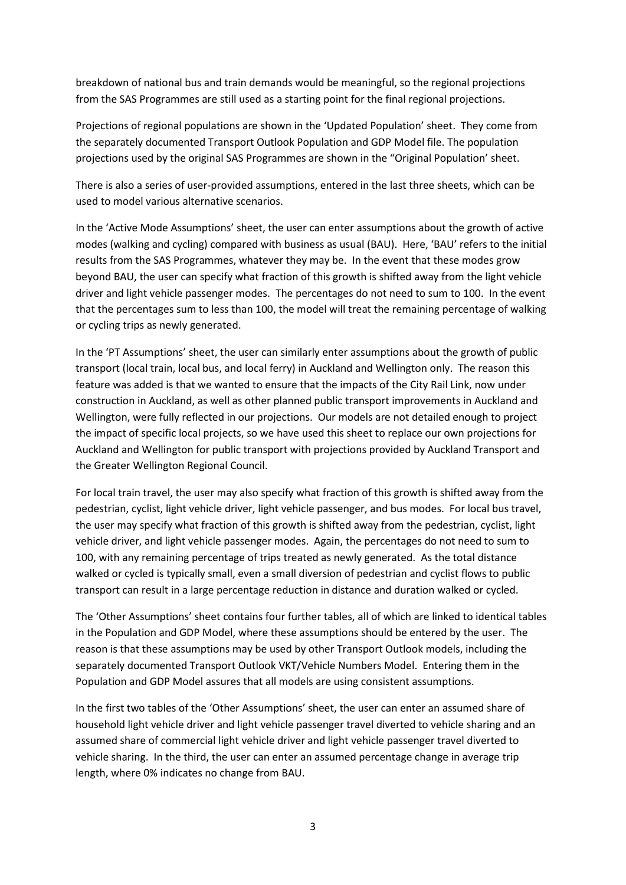breakdown of national bus and train demands would be meaningful, so the regional projections from the SAS Programmes are still used as a starting point for the final regional projections.

Projections of regional populations are shown in the 'Updated Population' sheet. They come from the separately documented Transport Outlook Population and GDP Model file. The population projections used by the original SAS Programmes are shown in the "Original Population' sheet.

There is also a series of user-provided assumptions, entered in the last three sheets, which can be used to model various alternative scenarios.

In the 'Active Mode Assumptions' sheet, the user can enter assumptions about the growth of active modes (walking and cycling) compared with business as usual (BAU). Here, 'BAU' refers to the initial results from the SAS Programmes, whatever they may be. In the event that these modes grow beyond BAU, the user can specify what fraction of this growth is shifted away from the light vehicle driver and light vehicle passenger modes. The percentages do not need to sum to 100. In the event that the percentages sum to less than 100, the model will treat the remaining percentage of walking or cycling trips as newly generated.

In the 'PT Assumptions' sheet, the user can similarly enter assumptions about the growth of public transport (local train, local bus, and local ferry) in Auckland and Wellington only. The reason this feature was added is that we wanted to ensure that the impacts of the City Rail Link, now under construction in Auckland, as well as other planned public transport improvements in Auckland and Wellington, were fully reflected in our projections. Our models are not detailed enough to project the impact of specific local projects, so we have used this sheet to replace our own projections for Auckland and Wellington for public transport with projections provided by Auckland Transport and the Greater Wellington Regional Council.

For local train travel, the user may also specify what fraction of this growth is shifted away from the pedestrian, cyclist, light vehicle driver, light vehicle passenger, and bus modes. For local bus travel, the user may specify what fraction of this growth is shifted away from the pedestrian, cyclist, light vehicle driver, and light vehicle passenger modes. Again, the percentages do not need to sum to 100, with any remaining percentage of trips treated as newly generated. As the total distance walked or cycled is typically small, even a small diversion of pedestrian and cyclist flows to public transport can result in a large percentage reduction in distance and duration walked or cycled.

The 'Other Assumptions' sheet contains four further tables, all of which are linked to identical tables in the Population and GDP Model, where these assumptions should be entered by the user. The reason is that these assumptions may be used by other Transport Outlook models, including the separately documented Transport Outlook VKT/Vehicle Numbers Model. Entering them in the Population and GDP Model assures that all models are using consistent assumptions.

In the first two tables of the 'Other Assumptions' sheet, the user can enter an assumed share of household light vehicle driver and light vehicle passenger travel diverted to vehicle sharing and an assumed share of commercial light vehicle driver and light vehicle passenger travel diverted to vehicle sharing. In the third, the user can enter an assumed percentage change in average trip length, where 0% indicates no change from BAU.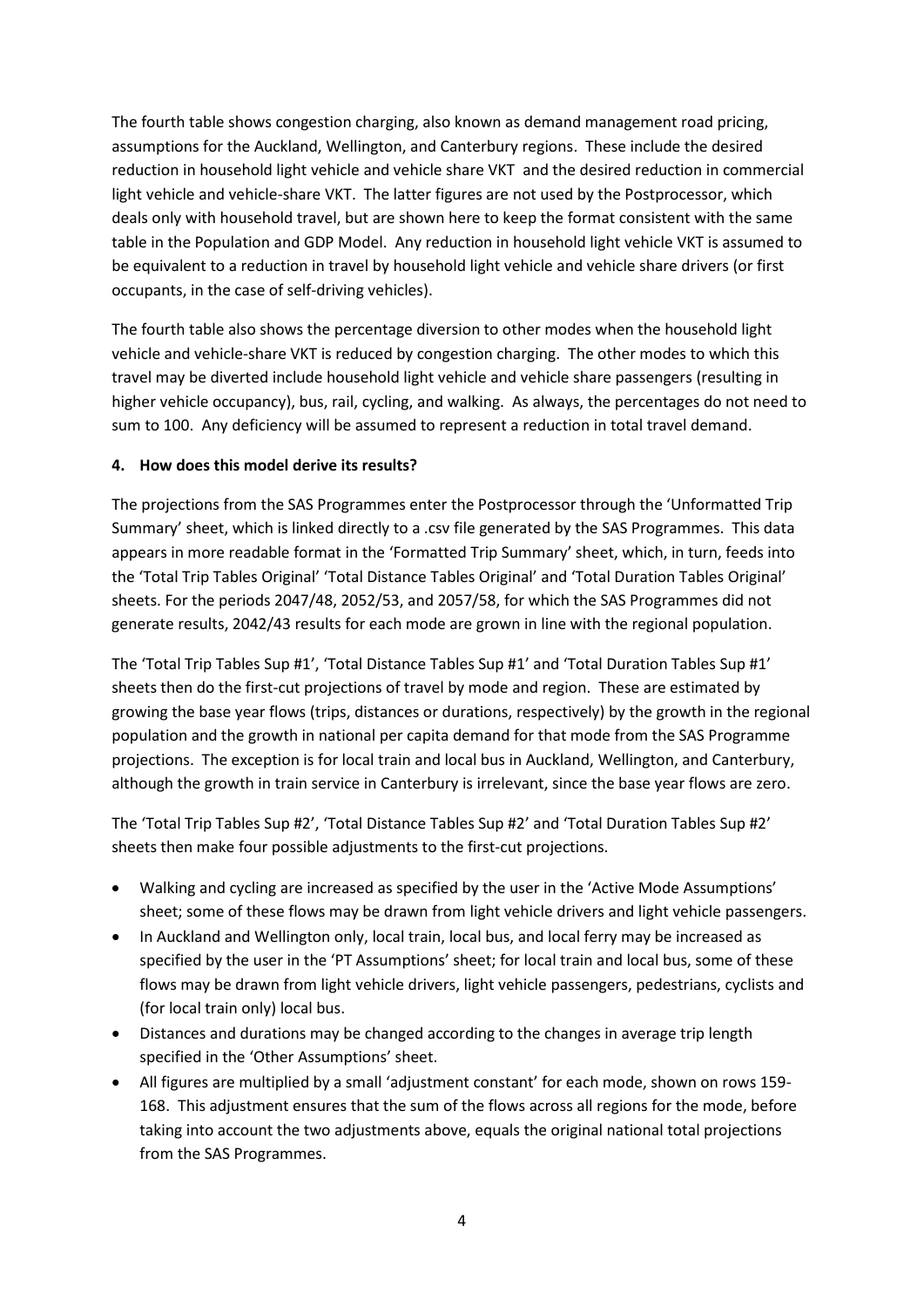The fourth table shows congestion charging, also known as demand management road pricing, assumptions for the Auckland, Wellington, and Canterbury regions. These include the desired reduction in household light vehicle and vehicle share VKT and the desired reduction in commercial light vehicle and vehicle-share VKT. The latter figures are not used by the Postprocessor, which deals only with household travel, but are shown here to keep the format consistent with the same table in the Population and GDP Model. Any reduction in household light vehicle VKT is assumed to be equivalent to a reduction in travel by household light vehicle and vehicle share drivers (or first occupants, in the case of self-driving vehicles).

The fourth table also shows the percentage diversion to other modes when the household light vehicle and vehicle-share VKT is reduced by congestion charging. The other modes to which this travel may be diverted include household light vehicle and vehicle share passengers (resulting in higher vehicle occupancy), bus, rail, cycling, and walking. As always, the percentages do not need to sum to 100. Any deficiency will be assumed to represent a reduction in total travel demand.

**4. How does this model derive its results?**

The projections from the SAS Programmes enter the Postprocessor through the 'Unformatted Trip Summary' sheet, which is linked directly to a .csv file generated by the SAS Programmes. This data appears in more readable format in the 'Formatted Trip Summary' sheet, which, in turn, feeds into the 'Total Trip Tables Original' 'Total Distance Tables Original' and 'Total Duration Tables Original' sheets. For the periods 2047/48, 2052/53, and 2057/58, for which the SAS Programmes did not generate results, 2042/43 results for each mode are grown in line with the regional population.

The 'Total Trip Tables Sup #1', 'Total Distance Tables Sup #1' and 'Total Duration Tables Sup #1' sheets then do the first-cut projections of travel by mode and region. These are estimated by growing the base year flows (trips, distances or durations, respectively) by the growth in the regional population and the growth in national per capita demand for that mode from the SAS Programme projections. The exception is for local train and local bus in Auckland, Wellington, and Canterbury, although the growth in train service in Canterbury is irrelevant, since the base year flows are zero.

The 'Total Trip Tables Sup #2', 'Total Distance Tables Sup #2' and 'Total Duration Tables Sup #2' sheets then make four possible adjustments to the first-cut projections.

- Walking and cycling are increased as specified by the user in the 'Active Mode Assumptions' sheet; some of these flows may be drawn from light vehicle drivers and light vehicle passengers.
- In Auckland and Wellington only, local train, local bus, and local ferry may be increased as specified by the user in the 'PT Assumptions' sheet; for local train and local bus, some of these flows may be drawn from light vehicle drivers, light vehicle passengers, pedestrians, cyclists and (for local train only) local bus.
- Distances and durations may be changed according to the changes in average trip length specified in the 'Other Assumptions' sheet.
- All figures are multiplied by a small 'adjustment constant' for each mode, shown on rows 159-168. This adjustment ensures that the sum of the flows across all regions for the mode, before taking into account the two adjustments above, equals the original national total projections from the SAS Programmes.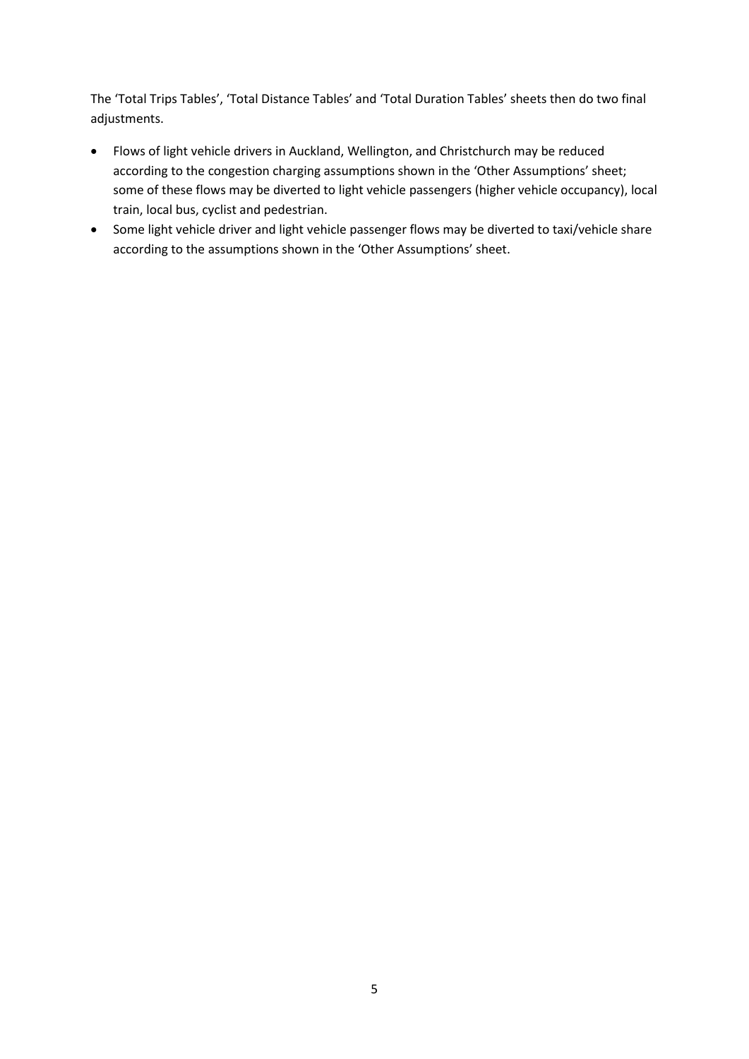The 'Total Trips Tables', 'Total Distance Tables' and 'Total Duration Tables' sheets then do two final adjustments.

- Flows of light vehicle drivers in Auckland, Wellington, and Christchurch may be reduced according to the congestion charging assumptions shown in the 'Other Assumptions' sheet; some of these flows may be diverted to light vehicle passengers (higher vehicle occupancy), local train, local bus, cyclist and pedestrian.
- Some light vehicle driver and light vehicle passenger flows may be diverted to taxi/vehicle share according to the assumptions shown in the 'Other Assumptions' sheet.